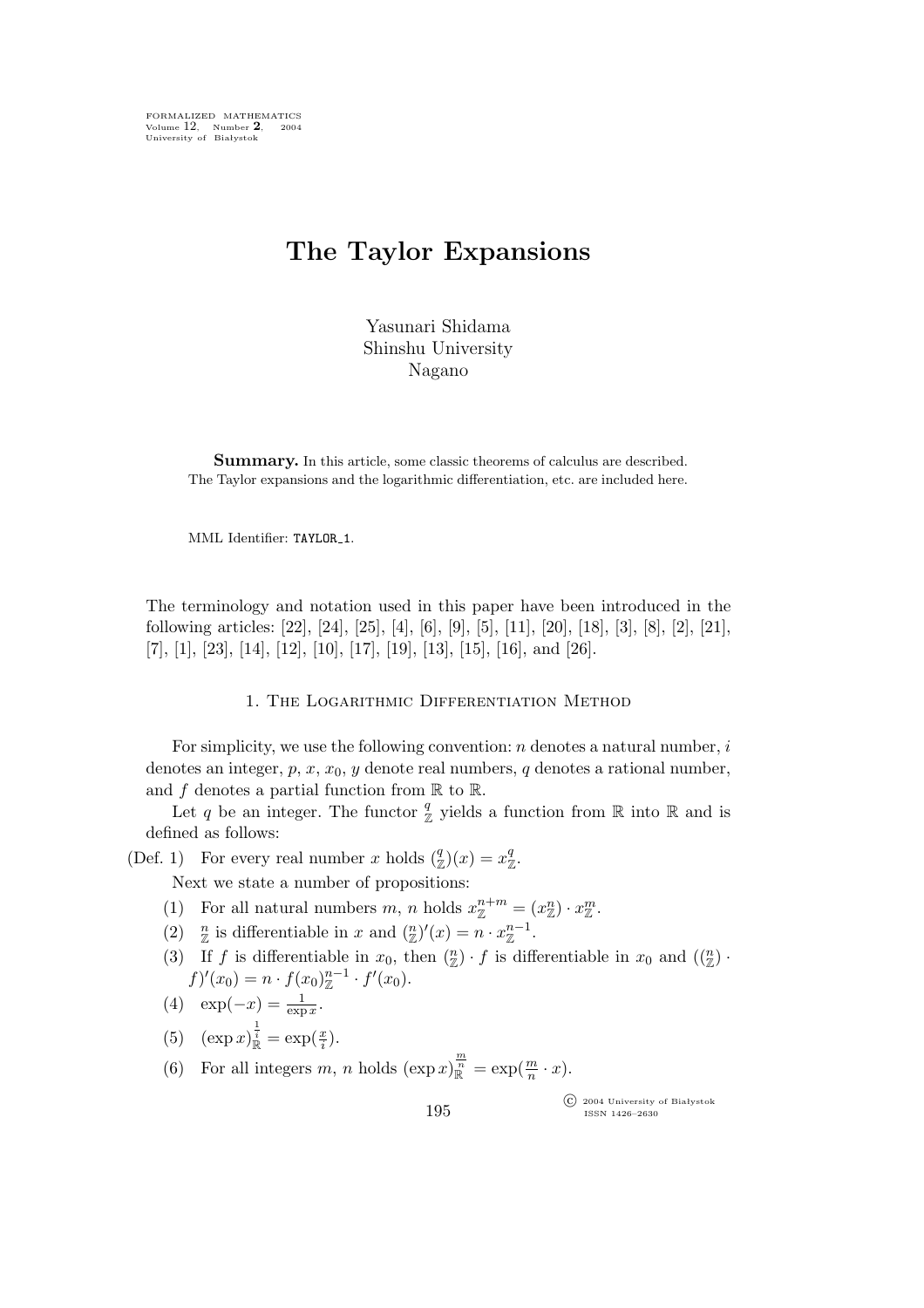FORMALIZED MATHEMATICS
Volume 12, Number **2**, 2004
University of Białystok

# The Taylor Expansions

Yasunari Shidama
Shinshu University
Nagano

**Summary.** In this article, some classic theorems of calculus are described. The Taylor expansions and the logarithmic differentiation, etc. are included here.

MML Identifier: TAYLOR_1.

The terminology and notation used in this paper have been introduced in the following articles: [22], [24], [25], [4], [6], [9], [5], [11], [20], [18], [3], [8], [2], [21], [7], [1], [23], [14], [12], [10], [17], [19], [13], [15], [16], and [26].

## 1. The Logarithmic Differentiation Method

For simplicity, we use the following convention: $n$ denotes a natural number, $i$ denotes an integer, $p$, $x$, $x_0$, $y$ denote real numbers, $q$ denotes a rational number, and $f$ denotes a partial function from $\mathbb{R}$ to $\mathbb{R}$.

Let $q$ be an integer. The functor $\frac{q}{\mathbb{Z}}$ yields a function from $\mathbb{R}$ into $\mathbb{R}$ and is defined as follows:

(Def. 1) For every real number $x$ holds $(\frac{q}{\mathbb{Z}})(x) = x_{\mathbb{Z}}^{q}$.

Next we state a number of propositions:

(1) For all natural numbers $m$, $n$ holds $x_{\mathbb{Z}}^{n+m} = (x_{\mathbb{Z}}^{n}) \cdot x_{\mathbb{Z}}^{m}$.

(2) $\frac{n}{\mathbb{Z}}$ is differentiable in $x$ and $(\frac{n}{\mathbb{Z}})'(x) = n \cdot x_{\mathbb{Z}}^{n-1}$.

(3) If $f$ is differentiable in $x_0$, then $(\frac{n}{\mathbb{Z}}) \cdot f$ is differentiable in $x_0$ and $((\frac{n}{\mathbb{Z}}) \cdot f)'(x_0) = n \cdot f(x_0)_{\mathbb{Z}}^{n-1} \cdot f'(x_0)$.

(4) $\exp(-x) = \frac{1}{\exp x}$.

(5) $(\exp x)_{\mathbb{R}}^{\frac{1}{i}} = \exp(\frac{x}{i})$.

(6) For all integers $m$, $n$ holds $(\exp x)_{\mathbb{R}}^{\frac{m}{n}} = \exp(\frac{m}{n} \cdot x)$.

© 2004 University of Białystok
ISSN 1426–2630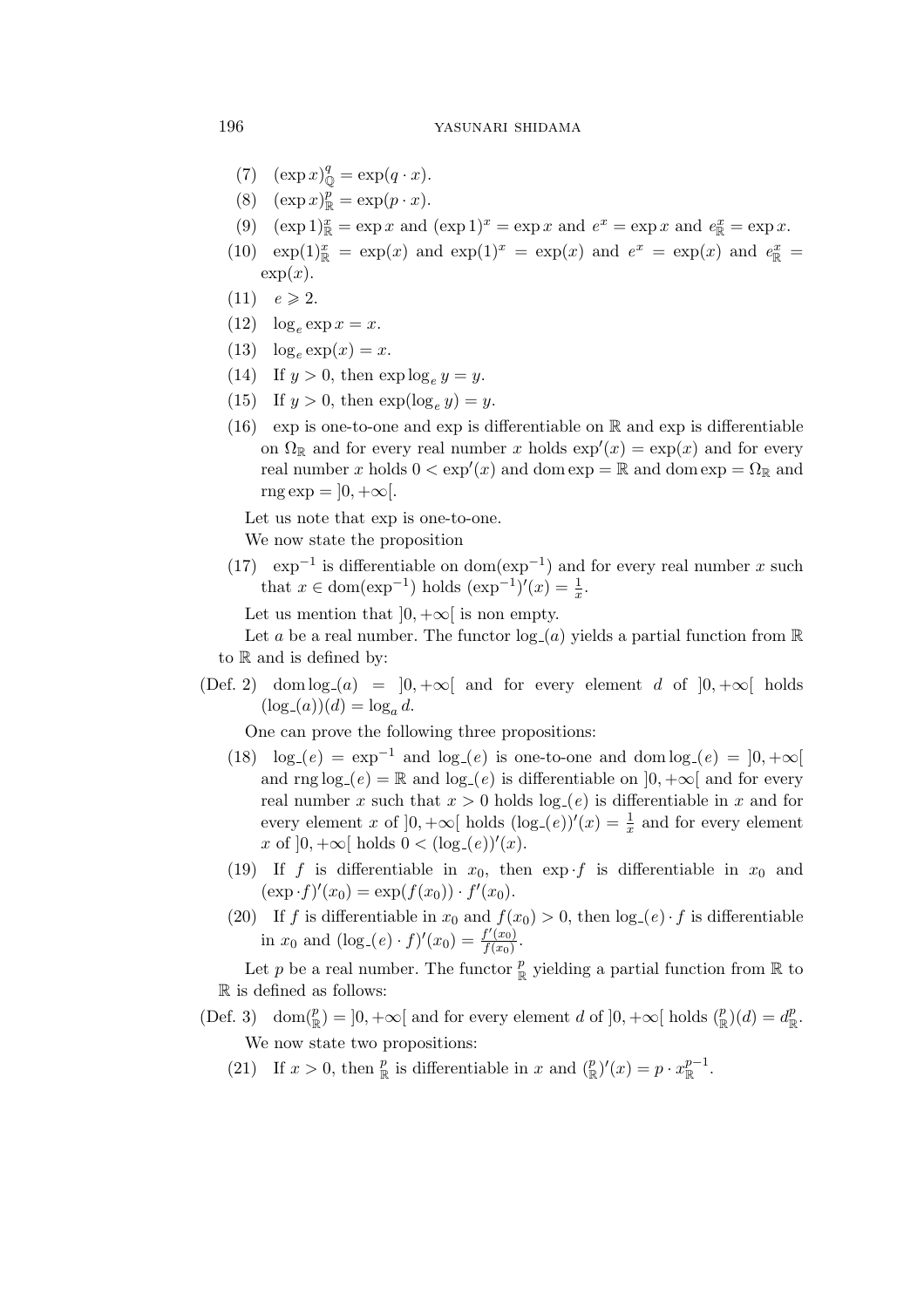(7) $(\exp x)^{q}_{\mathbb{Q}} = \exp(q \cdot x)$.

(8) $(\exp x)^{p}_{\mathbb{R}} = \exp(p \cdot x)$.

(9) $(\exp 1)^{x}_{\mathbb{R}} = \exp x$ and $(\exp 1)^{x} = \exp x$ and $e^{x} = \exp x$ and $e^{x}_{\mathbb{R}} = \exp x$.

(10) $\exp(1)^{x}_{\mathbb{R}} = \exp(x)$ and $\exp(1)^{x} = \exp(x)$ and $e^{x} = \exp(x)$ and $e^{x}_{\mathbb{R}} = \exp(x)$.

(11) $e \geqslant 2$.

(12) $\log_{e} \exp x = x$.

(13) $\log_{e} \exp(x) = x$.

(14) If $y > 0$, then $\exp \log_{e} y = y$.

(15) If $y > 0$, then $\exp(\log_{e} y) = y$.

(16) exp is one-to-one and exp is differentiable on $\mathbb{R}$ and exp is differentiable on $\Omega_{\mathbb{R}}$ and for every real number $x$ holds $\exp'(x) = \exp(x)$ and for every real number $x$ holds $0 < \exp'(x)$ and $\operatorname{dom} \exp = \mathbb{R}$ and $\operatorname{dom} \exp = \Omega_{\mathbb{R}}$ and $\operatorname{rng} \exp = ]0, +\infty[$.

Let us note that exp is one-to-one.

We now state the proposition

(17) $\exp^{-1}$ is differentiable on $\operatorname{dom}(\exp^{-1})$ and for every real number $x$ such that $x \in \operatorname{dom}(\exp^{-1})$ holds $(\exp^{-1})'(x) = \frac{1}{x}$.

Let us mention that $]0, +\infty[$ is non empty.

Let $a$ be a real number. The functor $\log\_(a)$ yields a partial function from $\mathbb{R}$ to $\mathbb{R}$ and is defined by:

(Def. 2) $\operatorname{dom} \log\_(a) = ]0, +\infty[$ and for every element $d$ of $]0, +\infty[$ holds $(\log\_(a))(d) = \log_{a} d$.

One can prove the following three propositions:

(18) $\log\_(e) = \exp^{-1}$ and $\log\_(e)$ is one-to-one and $\operatorname{dom} \log\_(e) = ]0, +\infty[$ and $\operatorname{rng} \log\_(e) = \mathbb{R}$ and $\log\_(e)$ is differentiable on $]0, +\infty[$ and for every real number $x$ such that $x > 0$ holds $\log\_(e)$ is differentiable in $x$ and for every element $x$ of $]0, +\infty[$ holds $(\log\_(e))'(x) = \frac{1}{x}$ and for every element $x$ of $]0, +\infty[$ holds $0 < (\log\_(e))'(x)$.

(19) If $f$ is differentiable in $x_0$, then $\exp \cdot f$ is differentiable in $x_0$ and $(\exp \cdot f)'(x_0) = \exp(f(x_0)) \cdot f'(x_0)$.

(20) If $f$ is differentiable in $x_0$ and $f(x_0) > 0$, then $\log\_(e) \cdot f$ is differentiable in $x_0$ and $(\log\_(e) \cdot f)'(x_0) = \frac{f'(x_0)}{f(x_0)}$.

Let $p$ be a real number. The functor ${}^{p}_{\mathbb{R}}$ yielding a partial function from $\mathbb{R}$ to $\mathbb{R}$ is defined as follows:

(Def. 3) $\operatorname{dom}({}^{p}_{\mathbb{R}}) = ]0, +\infty[$ and for every element $d$ of $]0, +\infty[$ holds $({}^{p}_{\mathbb{R}})(d) = d^{p}_{\mathbb{R}}$.

We now state two propositions:

(21) If $x > 0$, then ${}^{p}_{\mathbb{R}}$ is differentiable in $x$ and $({}^{p}_{\mathbb{R}})'(x) = p \cdot x^{p-1}_{\mathbb{R}}$.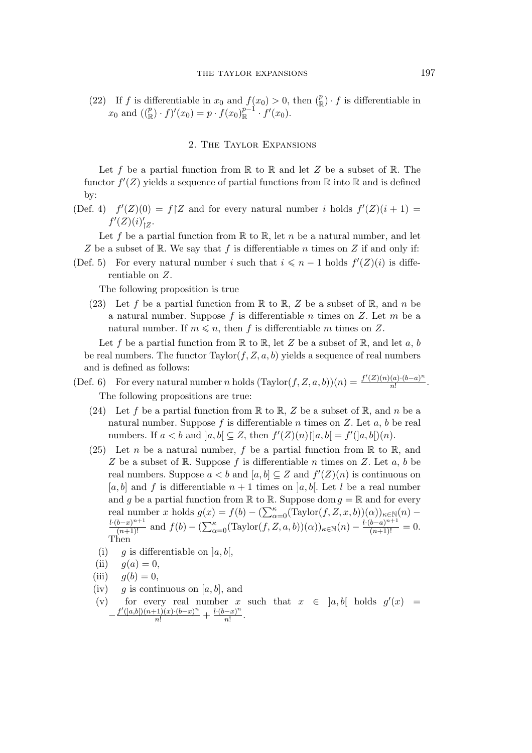(22) If $f$ is differentiable in $x_0$ and $f(x_0) > 0$, then $\binom{p}{\mathbb{R}} \cdot f$ is differentiable in $x_0$ and $(\binom{p}{\mathbb{R}} \cdot f)'(x_0) = p \cdot f(x_0)^{p-1}_{\mathbb{R}} \cdot f'(x_0)$.

## 2. The Taylor Expansions

Let $f$ be a partial function from $\mathbb{R}$ to $\mathbb{R}$ and let $Z$ be a subset of $\mathbb{R}$. The functor $f'(Z)$ yields a sequence of partial functions from $\mathbb{R}$ into $\mathbb{R}$ and is defined by:

(Def. 4) $f'(Z)(0) = f{\restriction}Z$ and for every natural number $i$ holds $f'(Z)(i+1) = f'(Z)(i)'_{\restriction Z}$.

Let $f$ be a partial function from $\mathbb{R}$ to $\mathbb{R}$, let $n$ be a natural number, and let $Z$ be a subset of $\mathbb{R}$. We say that $f$ is differentiable $n$ times on $Z$ if and only if:

(Def. 5) For every natural number $i$ such that $i \leqslant n-1$ holds $f'(Z)(i)$ is differentiable on $Z$.

The following proposition is true

(23) Let $f$ be a partial function from $\mathbb{R}$ to $\mathbb{R}$, $Z$ be a subset of $\mathbb{R}$, and $n$ be a natural number. Suppose $f$ is differentiable $n$ times on $Z$. Let $m$ be a natural number. If $m \leqslant n$, then $f$ is differentiable $m$ times on $Z$.

Let $f$ be a partial function from $\mathbb{R}$ to $\mathbb{R}$, let $Z$ be a subset of $\mathbb{R}$, and let $a$, $b$ be real numbers. The functor $\mathrm{Taylor}(f, Z, a, b)$ yields a sequence of real numbers and is defined as follows:

(Def. 6) For every natural number $n$ holds $(\mathrm{Taylor}(f, Z, a, b))(n) = \frac{f'(Z)(n)(a) \cdot (b-a)^n}{n!}$.

The following propositions are true:

(24) Let $f$ be a partial function from $\mathbb{R}$ to $\mathbb{R}$, $Z$ be a subset of $\mathbb{R}$, and $n$ be a natural number. Suppose $f$ is differentiable $n$ times on $Z$. Let $a$, $b$ be real numbers. If $a < b$ and $]a, b[ \subseteq Z$, then $f'(Z)(n){\restriction}]a, b[ = f'(]a, b[)(n)$.

(25) Let $n$ be a natural number, $f$ be a partial function from $\mathbb{R}$ to $\mathbb{R}$, and $Z$ be a subset of $\mathbb{R}$. Suppose $f$ is differentiable $n$ times on $Z$. Let $a$, $b$ be real numbers. Suppose $a < b$ and $[a, b] \subseteq Z$ and $f'(Z)(n)$ is continuous on $[a, b]$ and $f$ is differentiable $n+1$ times on $]a, b[$. Let $l$ be a real number and $g$ be a partial function from $\mathbb{R}$ to $\mathbb{R}$. Suppose $\mathrm{dom}\, g = \mathbb{R}$ and for every real number $x$ holds $g(x) = f(b) - (\sum_{\alpha=0}^{\kappa} (\mathrm{Taylor}(f, Z, x, b))(\alpha))_{\kappa \in \mathbb{N}}(n) - \frac{l \cdot (b-x)^{n+1}}{(n+1)!}$ and $f(b) - (\sum_{\alpha=0}^{\kappa} (\mathrm{Taylor}(f, Z, a, b))(\alpha))_{\kappa \in \mathbb{N}}(n) - \frac{l \cdot (b-a)^{n+1}}{(n+1)!} = 0$. Then

(i) $g$ is differentiable on $]a, b[$,

(ii) $g(a) = 0$,

(iii) $g(b) = 0$,

(iv) $g$ is continuous on $[a, b]$, and

(v) for every real number $x$ such that $x \in\ ]a, b[$ holds $g'(x) = -\frac{f'(]a,b[)(n+1)(x) \cdot (b-x)^n}{n!} + \frac{l \cdot (b-x)^n}{n!}$.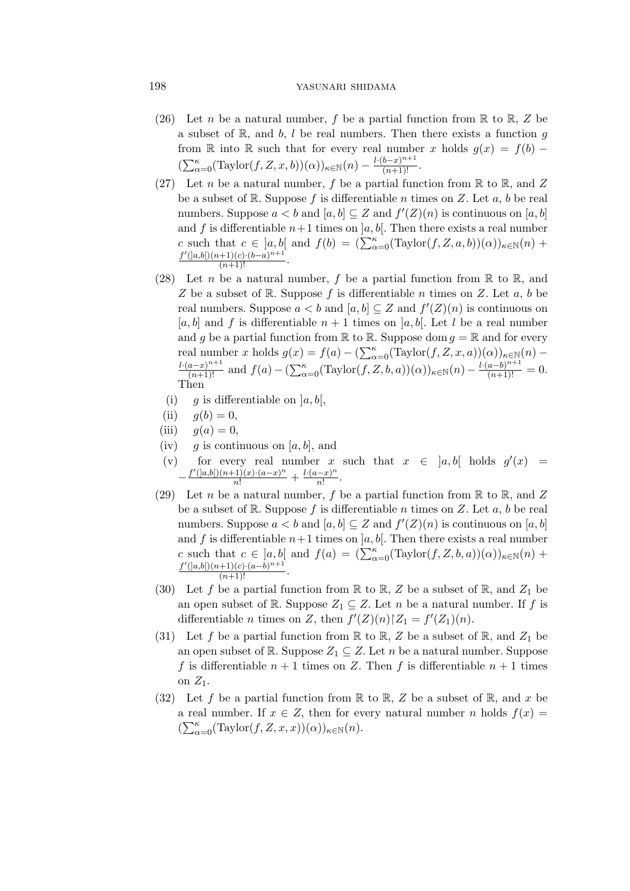(26) Let $n$ be a natural number, $f$ be a partial function from $\mathbb{R}$ to $\mathbb{R}$, $Z$ be a subset of $\mathbb{R}$, and $b$, $l$ be real numbers. Then there exists a function $g$ from $\mathbb{R}$ into $\mathbb{R}$ such that for every real number $x$ holds $g(x) = f(b) - (\sum_{\alpha=0}^{\kappa}(\mathrm{Taylor}(f, Z, x, b))(\alpha))_{\kappa \in \mathbb{N}}(n) - \frac{l \cdot (b-x)^{n+1}}{(n+1)!}$.

(27) Let $n$ be a natural number, $f$ be a partial function from $\mathbb{R}$ to $\mathbb{R}$, and $Z$ be a subset of $\mathbb{R}$. Suppose $f$ is differentiable $n$ times on $Z$. Let $a$, $b$ be real numbers. Suppose $a < b$ and $[a, b] \subseteq Z$ and $f'(Z)(n)$ is continuous on $[a, b]$ and $f$ is differentiable $n+1$ times on $]a, b[$. Then there exists a real number $c$ such that $c \in\, ]a, b[$ and $f(b) = (\sum_{\alpha=0}^{\kappa}(\mathrm{Taylor}(f, Z, a, b))(\alpha))_{\kappa \in \mathbb{N}}(n) + \frac{f'(]a,b[)(n+1)(c) \cdot (b-a)^{n+1}}{(n+1)!}$.

(28) Let $n$ be a natural number, $f$ be a partial function from $\mathbb{R}$ to $\mathbb{R}$, and $Z$ be a subset of $\mathbb{R}$. Suppose $f$ is differentiable $n$ times on $Z$. Let $a$, $b$ be real numbers. Suppose $a < b$ and $[a, b] \subseteq Z$ and $f'(Z)(n)$ is continuous on $[a, b]$ and $f$ is differentiable $n + 1$ times on $]a, b[$. Let $l$ be a real number and $g$ be a partial function from $\mathbb{R}$ to $\mathbb{R}$. Suppose $\mathrm{dom}\, g = \mathbb{R}$ and for every real number $x$ holds $g(x) = f(a) - (\sum_{\alpha=0}^{\kappa}(\mathrm{Taylor}(f, Z, x, a))(\alpha))_{\kappa \in \mathbb{N}}(n) - \frac{l \cdot (a-x)^{n+1}}{(n+1)!}$ and $f(a) - (\sum_{\alpha=0}^{\kappa}(\mathrm{Taylor}(f, Z, b, a))(\alpha))_{\kappa \in \mathbb{N}}(n) - \frac{l \cdot (a-b)^{n+1}}{(n+1)!} = 0$. Then

- (i) $g$ is differentiable on $]a, b[$,
- (ii) $g(b) = 0$,
- (iii) $g(a) = 0$,
- (iv) $g$ is continuous on $[a, b]$, and
- (v) for every real number $x$ such that $x \in\, ]a, b[$ holds $g'(x) = -\frac{f'(]a,b[)(n+1)(x) \cdot (a-x)^n}{n!} + \frac{l \cdot (a-x)^n}{n!}$.

(29) Let $n$ be a natural number, $f$ be a partial function from $\mathbb{R}$ to $\mathbb{R}$, and $Z$ be a subset of $\mathbb{R}$. Suppose $f$ is differentiable $n$ times on $Z$. Let $a$, $b$ be real numbers. Suppose $a < b$ and $[a, b] \subseteq Z$ and $f'(Z)(n)$ is continuous on $[a, b]$ and $f$ is differentiable $n+1$ times on $]a, b[$. Then there exists a real number $c$ such that $c \in\, ]a, b[$ and $f(a) = (\sum_{\alpha=0}^{\kappa}(\mathrm{Taylor}(f, Z, b, a))(\alpha))_{\kappa \in \mathbb{N}}(n) + \frac{f'(]a,b[)(n+1)(c) \cdot (a-b)^{n+1}}{(n+1)!}$.

(30) Let $f$ be a partial function from $\mathbb{R}$ to $\mathbb{R}$, $Z$ be a subset of $\mathbb{R}$, and $Z_1$ be an open subset of $\mathbb{R}$. Suppose $Z_1 \subseteq Z$. Let $n$ be a natural number. If $f$ is differentiable $n$ times on $Z$, then $f'(Z)(n) \restriction Z_1 = f'(Z_1)(n)$.

(31) Let $f$ be a partial function from $\mathbb{R}$ to $\mathbb{R}$, $Z$ be a subset of $\mathbb{R}$, and $Z_1$ be an open subset of $\mathbb{R}$. Suppose $Z_1 \subseteq Z$. Let $n$ be a natural number. Suppose $f$ is differentiable $n + 1$ times on $Z$. Then $f$ is differentiable $n + 1$ times on $Z_1$.

(32) Let $f$ be a partial function from $\mathbb{R}$ to $\mathbb{R}$, $Z$ be a subset of $\mathbb{R}$, and $x$ be a real number. If $x \in Z$, then for every natural number $n$ holds $f(x) = (\sum_{\alpha=0}^{\kappa}(\mathrm{Taylor}(f, Z, x, x))(\alpha))_{\kappa \in \mathbb{N}}(n)$.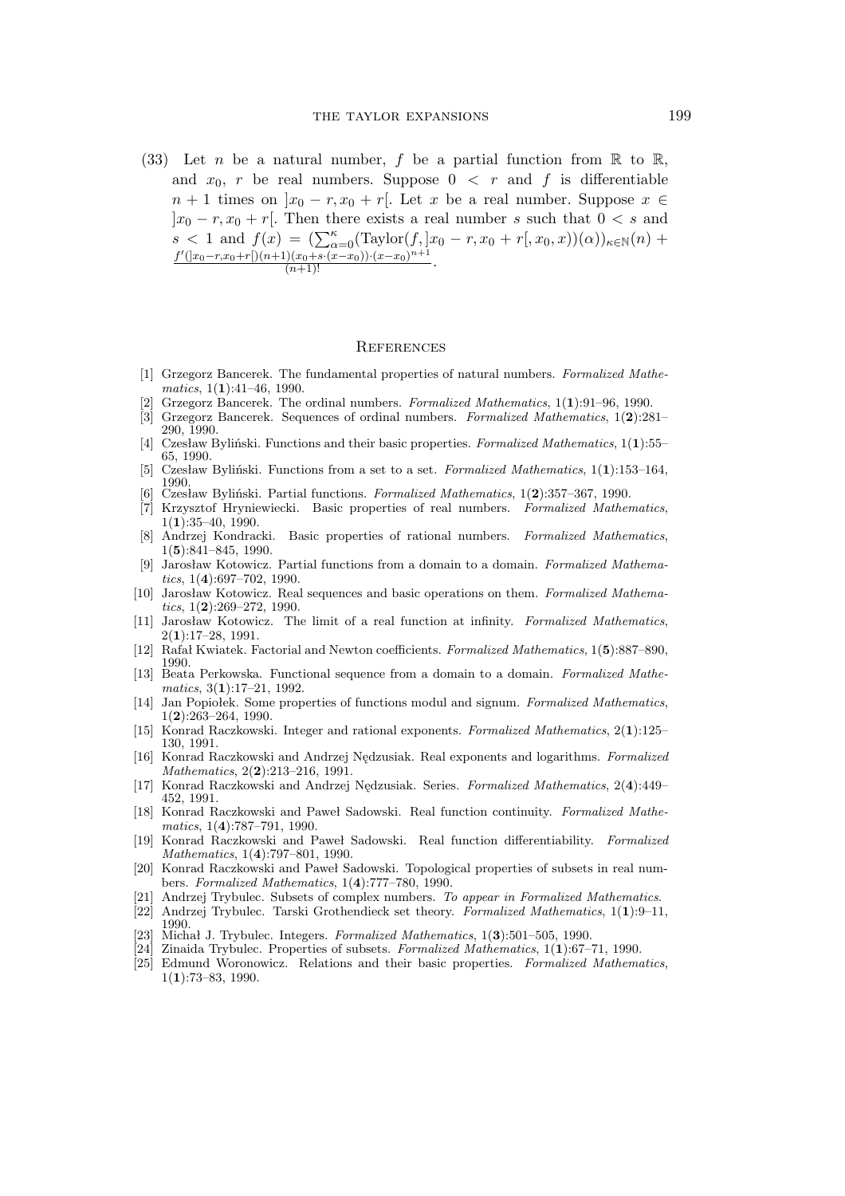(33) Let $n$ be a natural number, $f$ be a partial function from $\mathbb{R}$ to $\mathbb{R}$, and $x_0$, $r$ be real numbers. Suppose $0 < r$ and $f$ is differentiable $n+1$ times on $]x_0 - r, x_0 + r[$. Let $x$ be a real number. Suppose $x \in ]x_0 - r, x_0 + r[$. Then there exists a real number $s$ such that $0 < s$ and $s < 1$ and $f(x) = (\sum_{\alpha=0}^{\kappa}(\text{Taylor}(f, ]x_0 - r, x_0 + r[, x_0, x))(\alpha))_{\kappa \in \mathbb{N}}(n) + \frac{f'(]x_0-r,x_0+r[)(n+1)(x_0+s\cdot(x-x_0))\cdot(x-x_0)^{n+1}}{(n+1)!}$.

## References

[1] Grzegorz Bancerek. The fundamental properties of natural numbers. *Formalized Mathematics*, 1(**1**):41–46, 1990.

[2] Grzegorz Bancerek. The ordinal numbers. *Formalized Mathematics*, 1(**1**):91–96, 1990.

[3] Grzegorz Bancerek. Sequences of ordinal numbers. *Formalized Mathematics*, 1(**2**):281–290, 1990.

[4] Czesław Byliński. Functions and their basic properties. *Formalized Mathematics*, 1(**1**):55–65, 1990.

[5] Czesław Byliński. Functions from a set to a set. *Formalized Mathematics*, 1(**1**):153–164, 1990.

[6] Czesław Byliński. Partial functions. *Formalized Mathematics*, 1(**2**):357–367, 1990.

[7] Krzysztof Hryniewiecki. Basic properties of real numbers. *Formalized Mathematics*, 1(**1**):35–40, 1990.

[8] Andrzej Kondracki. Basic properties of rational numbers. *Formalized Mathematics*, 1(**5**):841–845, 1990.

[9] Jarosław Kotowicz. Partial functions from a domain to a domain. *Formalized Mathematics*, 1(**4**):697–702, 1990.

[10] Jarosław Kotowicz. Real sequences and basic operations on them. *Formalized Mathematics*, 1(**2**):269–272, 1990.

[11] Jarosław Kotowicz. The limit of a real function at infinity. *Formalized Mathematics*, 2(**1**):17–28, 1991.

[12] Rafał Kwiatek. Factorial and Newton coefficients. *Formalized Mathematics*, 1(**5**):887–890, 1990.

[13] Beata Perkowska. Functional sequence from a domain to a domain. *Formalized Mathematics*, 3(**1**):17–21, 1992.

[14] Jan Popiołek. Some properties of functions modul and signum. *Formalized Mathematics*, 1(**2**):263–264, 1990.

[15] Konrad Raczkowski. Integer and rational exponents. *Formalized Mathematics*, 2(**1**):125–130, 1991.

[16] Konrad Raczkowski and Andrzej Nędzusiak. Real exponents and logarithms. *Formalized Mathematics*, 2(**2**):213–216, 1991.

[17] Konrad Raczkowski and Andrzej Nędzusiak. Series. *Formalized Mathematics*, 2(**4**):449–452, 1991.

[18] Konrad Raczkowski and Paweł Sadowski. Real function continuity. *Formalized Mathematics*, 1(**4**):787–791, 1990.

[19] Konrad Raczkowski and Paweł Sadowski. Real function differentiability. *Formalized Mathematics*, 1(**4**):797–801, 1990.

[20] Konrad Raczkowski and Paweł Sadowski. Topological properties of subsets in real numbers. *Formalized Mathematics*, 1(**4**):777–780, 1990.

[21] Andrzej Trybulec. Subsets of complex numbers. *To appear in Formalized Mathematics*.

[22] Andrzej Trybulec. Tarski Grothendieck set theory. *Formalized Mathematics*, 1(**1**):9–11, 1990.

[23] Michał J. Trybulec. Integers. *Formalized Mathematics*, 1(**3**):501–505, 1990.

[24] Zinaida Trybulec. Properties of subsets. *Formalized Mathematics*, 1(**1**):67–71, 1990.

[25] Edmund Woronowicz. Relations and their basic properties. *Formalized Mathematics*, 1(**1**):73–83, 1990.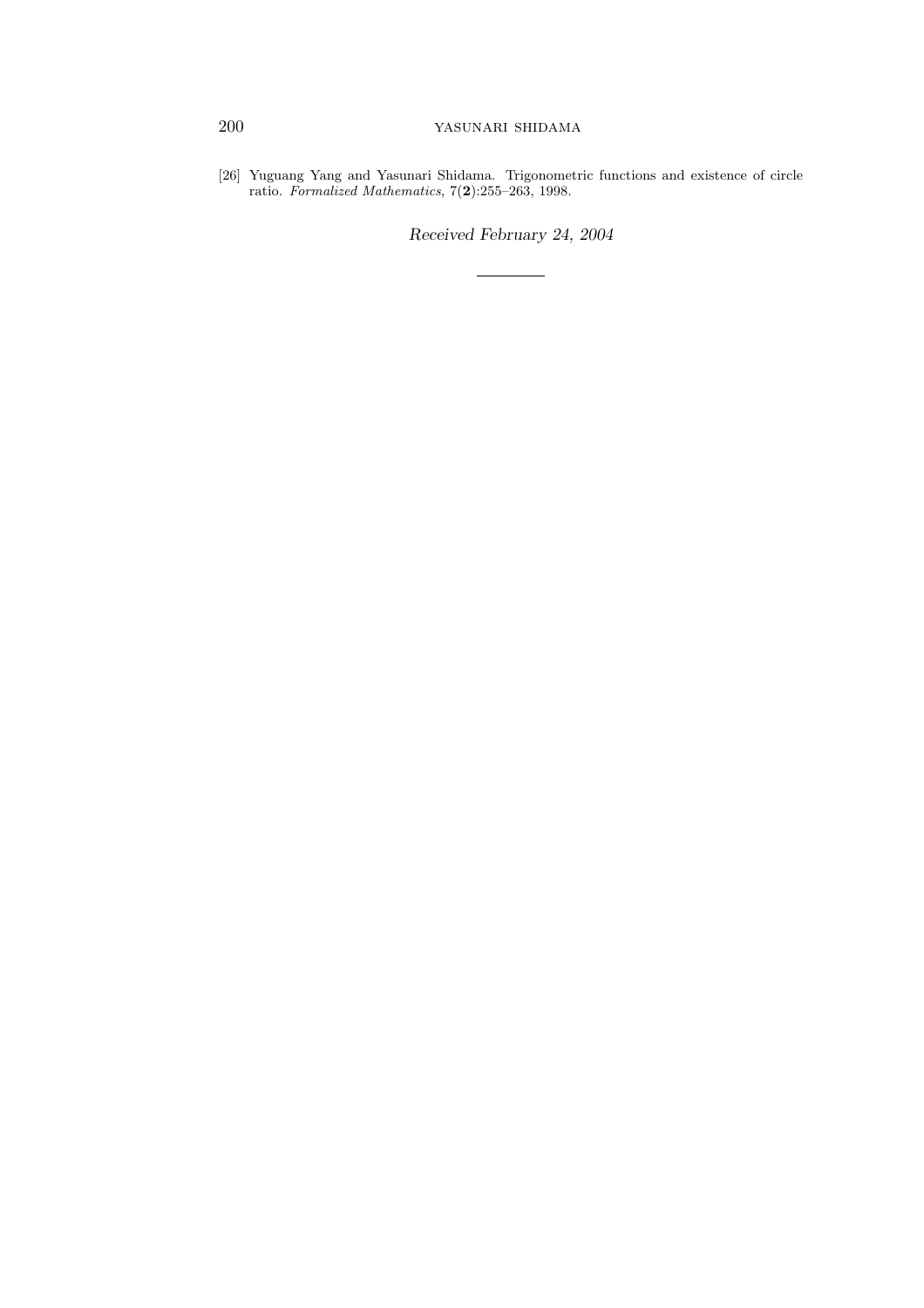[26] Yuguang Yang and Yasunari Shidama. Trigonometric functions and existence of circle ratio. *Formalized Mathematics*, 7(**2**):255–263, 1998.

*Received February 24, 2004*